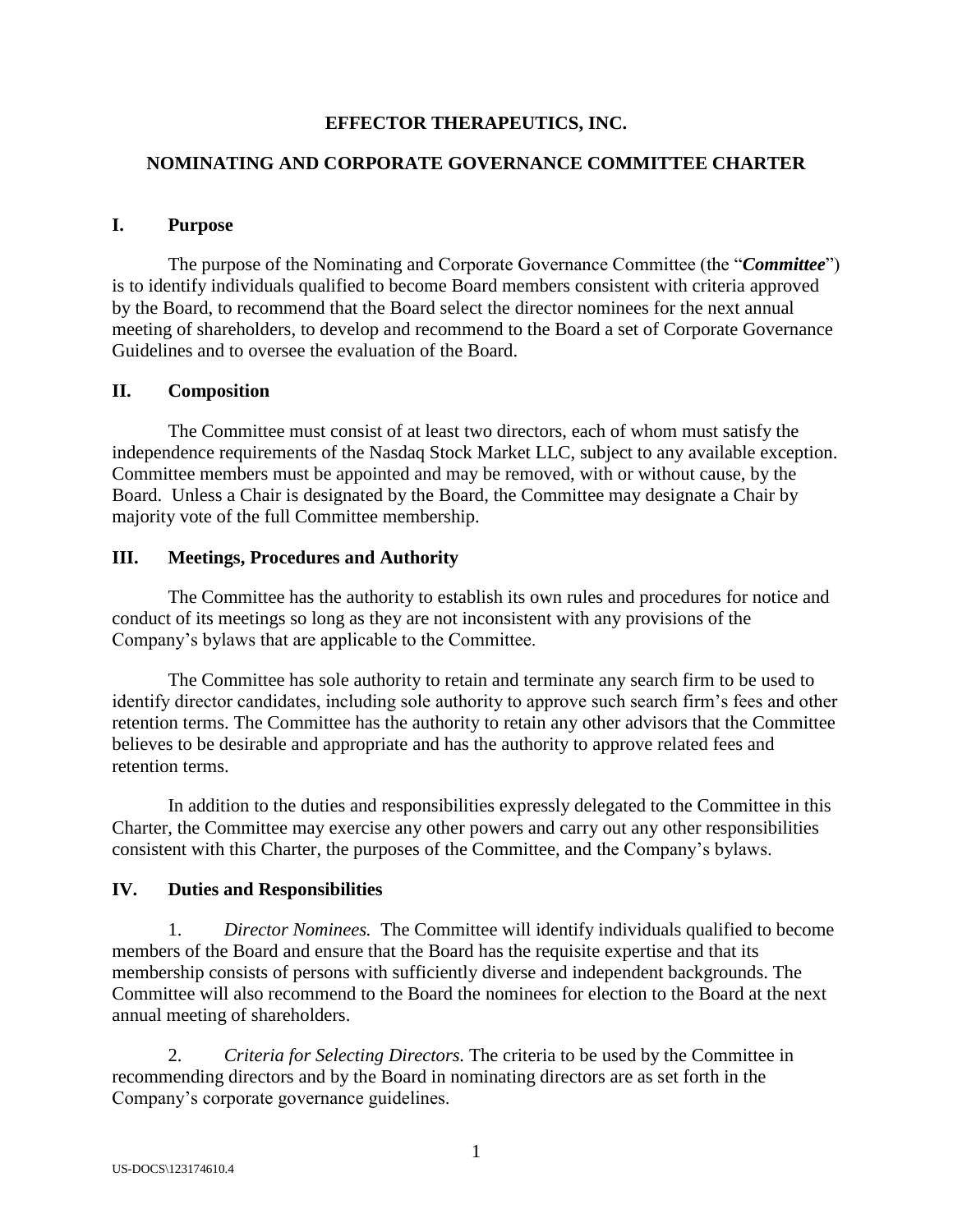# EFFECTOR THERAPEUTICS, INC.

## NOMINATING AND CORPORATE GOVERNANCE COMMITTEE CHARTER

### I. Purpose

The purpose of the Nominating and Corporate Governance Committee (the "***Committee***") is to identify individuals qualified to become Board members consistent with criteria approved by the Board, to recommend that the Board select the director nominees for the next annual meeting of shareholders, to develop and recommend to the Board a set of Corporate Governance Guidelines and to oversee the evaluation of the Board.

### II. Composition

The Committee must consist of at least two directors, each of whom must satisfy the independence requirements of the Nasdaq Stock Market LLC, subject to any available exception. Committee members must be appointed and may be removed, with or without cause, by the Board. Unless a Chair is designated by the Board, the Committee may designate a Chair by majority vote of the full Committee membership.

### III. Meetings, Procedures and Authority

The Committee has the authority to establish its own rules and procedures for notice and conduct of its meetings so long as they are not inconsistent with any provisions of the Company's bylaws that are applicable to the Committee.

The Committee has sole authority to retain and terminate any search firm to be used to identify director candidates, including sole authority to approve such search firm's fees and other retention terms. The Committee has the authority to retain any other advisors that the Committee believes to be desirable and appropriate and has the authority to approve related fees and retention terms.

In addition to the duties and responsibilities expressly delegated to the Committee in this Charter, the Committee may exercise any other powers and carry out any other responsibilities consistent with this Charter, the purposes of the Committee, and the Company's bylaws.

### IV. Duties and Responsibilities

1. *Director Nominees.* The Committee will identify individuals qualified to become members of the Board and ensure that the Board has the requisite expertise and that its membership consists of persons with sufficiently diverse and independent backgrounds. The Committee will also recommend to the Board the nominees for election to the Board at the next annual meeting of shareholders.

2. *Criteria for Selecting Directors.* The criteria to be used by the Committee in recommending directors and by the Board in nominating directors are as set forth in the Company's corporate governance guidelines.

US-DOCS\123174610.4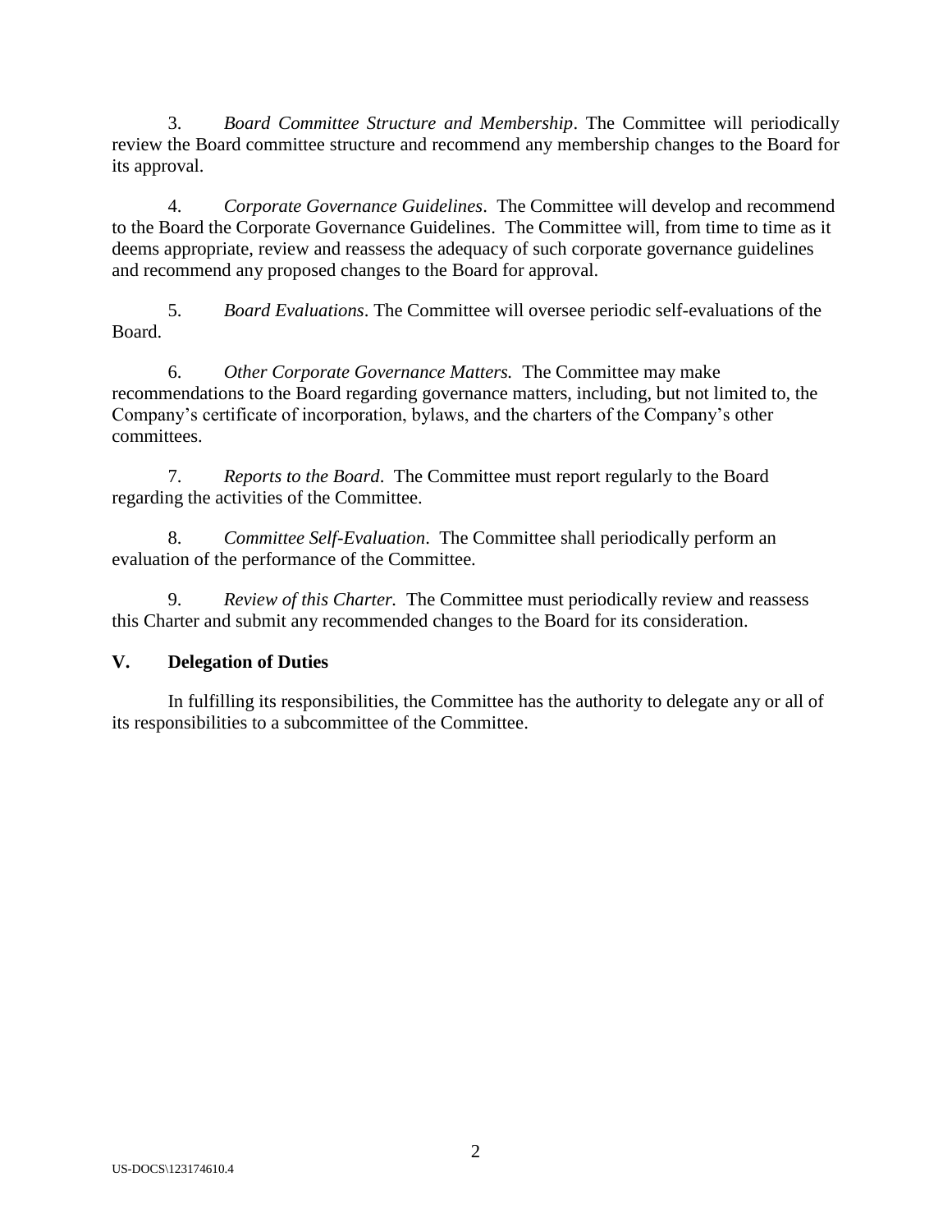3. *Board Committee Structure and Membership*. The Committee will periodically review the Board committee structure and recommend any membership changes to the Board for its approval.

4. *Corporate Governance Guidelines*. The Committee will develop and recommend to the Board the Corporate Governance Guidelines. The Committee will, from time to time as it deems appropriate, review and reassess the adequacy of such corporate governance guidelines and recommend any proposed changes to the Board for approval.

5. *Board Evaluations*. The Committee will oversee periodic self-evaluations of the Board.

6. *Other Corporate Governance Matters.* The Committee may make recommendations to the Board regarding governance matters, including, but not limited to, the Company's certificate of incorporation, bylaws, and the charters of the Company's other committees.

7. *Reports to the Board*. The Committee must report regularly to the Board regarding the activities of the Committee.

8. *Committee Self-Evaluation*. The Committee shall periodically perform an evaluation of the performance of the Committee.

9. *Review of this Charter.* The Committee must periodically review and reassess this Charter and submit any recommended changes to the Board for its consideration.

## V. Delegation of Duties

In fulfilling its responsibilities, the Committee has the authority to delegate any or all of its responsibilities to a subcommittee of the Committee.

US-DOCS\123174610.4